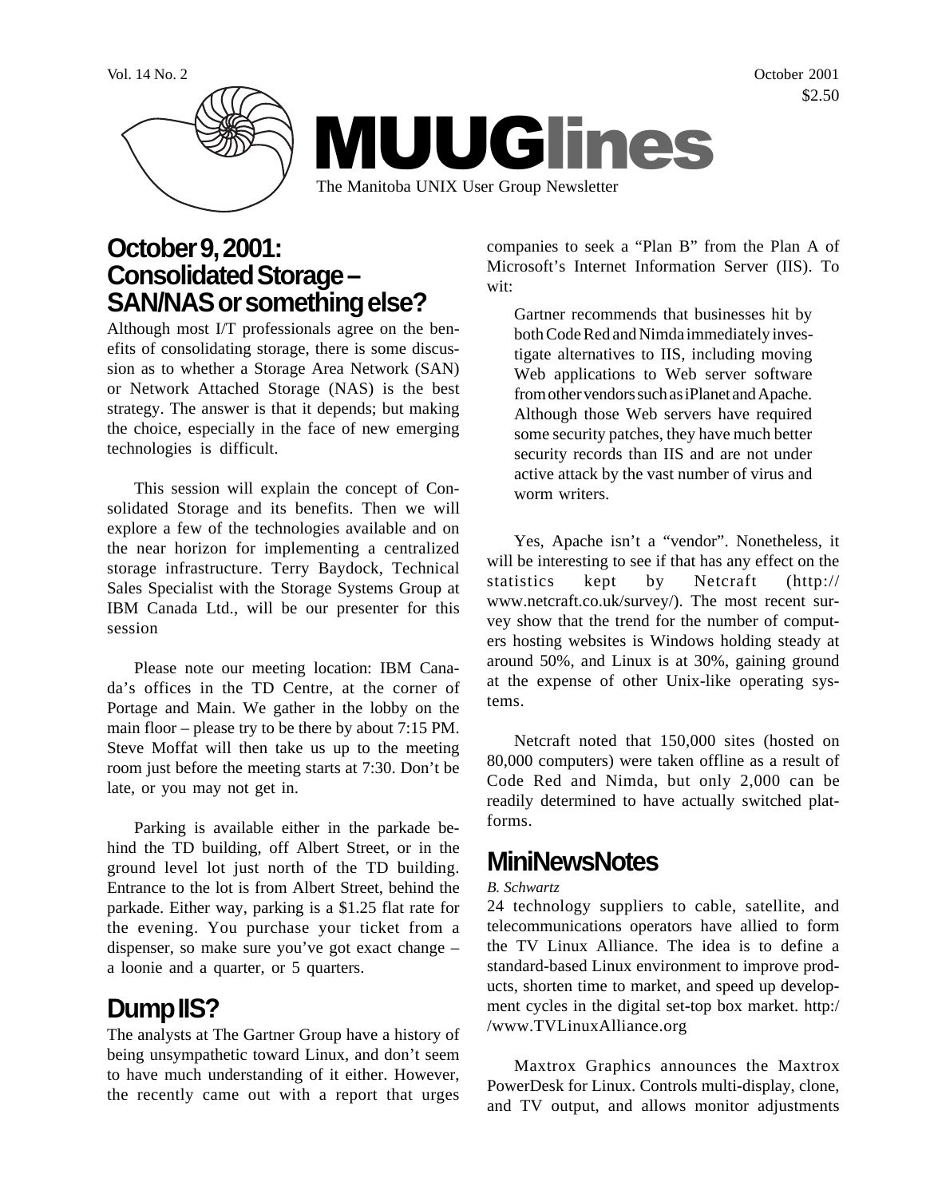Vol. 14 No. 2 October 2001
$2.50

# MUUGlines

The Manitoba UNIX User Group Newsletter

## October 9, 2001: Consolidated Storage – SAN/NAS or something else?

Although most I/T professionals agree on the benefits of consolidating storage, there is some discussion as to whether a Storage Area Network (SAN) or Network Attached Storage (NAS) is the best strategy. The answer is that it depends; but making the choice, especially in the face of new emerging technologies is difficult.

This session will explain the concept of Consolidated Storage and its benefits. Then we will explore a few of the technologies available and on the near horizon for implementing a centralized storage infrastructure. Terry Baydock, Technical Sales Specialist with the Storage Systems Group at IBM Canada Ltd., will be our presenter for this session

Please note our meeting location: IBM Canada's offices in the TD Centre, at the corner of Portage and Main. We gather in the lobby on the main floor – please try to be there by about 7:15 PM. Steve Moffat will then take us up to the meeting room just before the meeting starts at 7:30. Don't be late, or you may not get in.

Parking is available either in the parkade behind the TD building, off Albert Street, or in the ground level lot just north of the TD building. Entrance to the lot is from Albert Street, behind the parkade. Either way, parking is a $1.25 flat rate for the evening. You purchase your ticket from a dispenser, so make sure you've got exact change – a loonie and a quarter, or 5 quarters.

## Dump IIS?

The analysts at The Gartner Group have a history of being unsympathetic toward Linux, and don't seem to have much understanding of it either. However, the recently came out with a report that urges companies to seek a "Plan B" from the Plan A of Microsoft's Internet Information Server (IIS). To wit:

> Gartner recommends that businesses hit by both Code Red and Nimda immediately investigate alternatives to IIS, including moving Web applications to Web server software from other vendors such as iPlanet and Apache. Although those Web servers have required some security patches, they have much better security records than IIS and are not under active attack by the vast number of virus and worm writers.

Yes, Apache isn't a "vendor". Nonetheless, it will be interesting to see if that has any effect on the statistics kept by Netcraft (http://www.netcraft.co.uk/survey/). The most recent survey show that the trend for the number of computers hosting websites is Windows holding steady at around 50%, and Linux is at 30%, gaining ground at the expense of other Unix-like operating systems.

Netcraft noted that 150,000 sites (hosted on 80,000 computers) were taken offline as a result of Code Red and Nimda, but only 2,000 can be readily determined to have actually switched platforms.

## MiniNewsNotes

*B. Schwartz*

24 technology suppliers to cable, satellite, and telecommunications operators have allied to form the TV Linux Alliance. The idea is to define a standard-based Linux environment to improve products, shorten time to market, and speed up development cycles in the digital set-top box market. http://www.TVLinuxAlliance.org

Maxtrox Graphics announces the Maxtrox PowerDesk for Linux. Controls multi-display, clone, and TV output, and allows monitor adjustments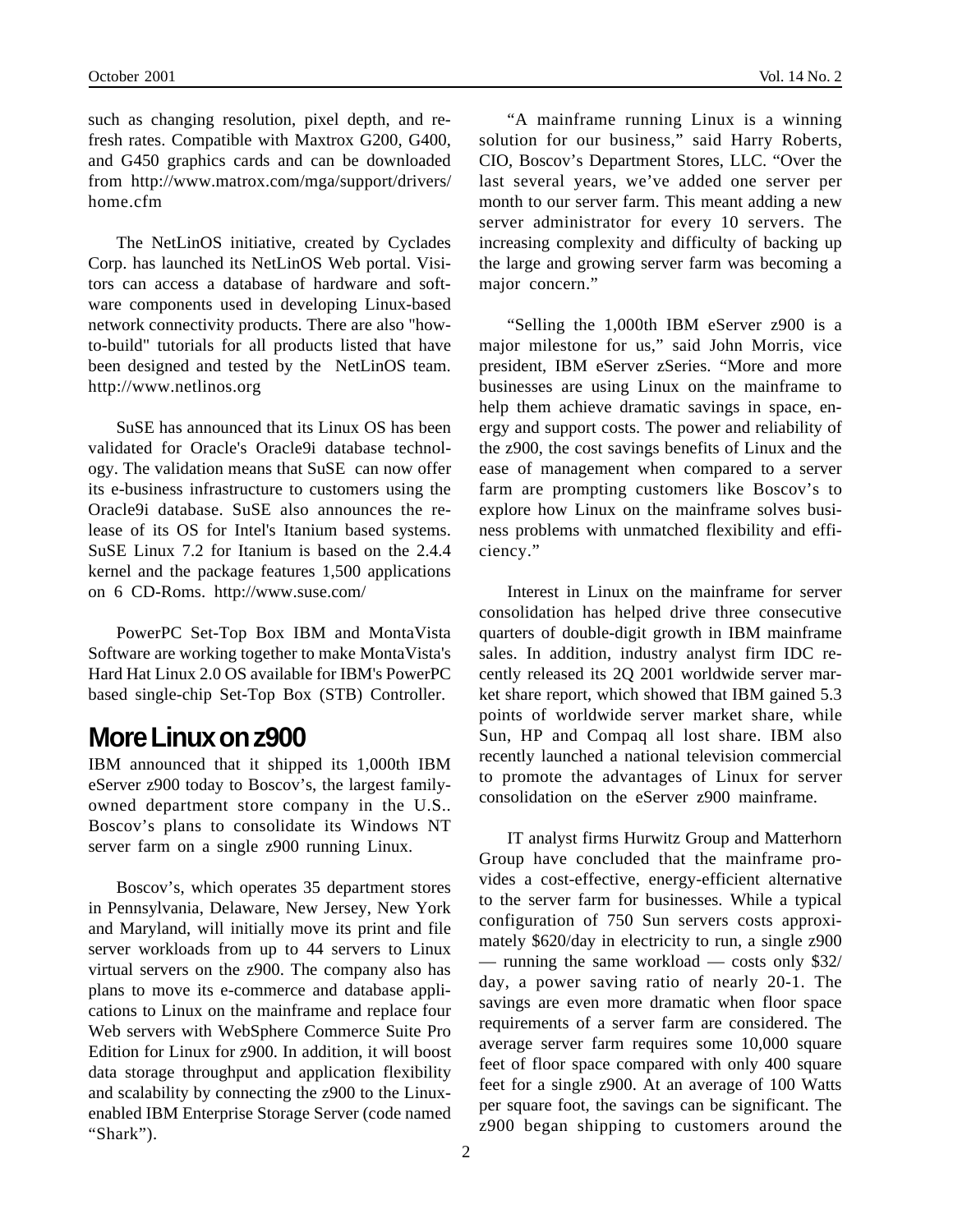such as changing resolution, pixel depth, and refresh rates. Compatible with Maxtrox G200, G400, and G450 graphics cards and can be downloaded from http://www.matrox.com/mga/support/drivers/home.cfm

The NetLinOS initiative, created by Cyclades Corp. has launched its NetLinOS Web portal. Visitors can access a database of hardware and software components used in developing Linux-based network connectivity products. There are also "how-to-build" tutorials for all products listed that have been designed and tested by the NetLinOS team. http://www.netlinos.org

SuSE has announced that its Linux OS has been validated for Oracle's Oracle9i database technology. The validation means that SuSE can now offer its e-business infrastructure to customers using the Oracle9i database. SuSE also announces the release of its OS for Intel's Itanium based systems. SuSE Linux 7.2 for Itanium is based on the 2.4.4 kernel and the package features 1,500 applications on 6 CD-Roms. http://www.suse.com/

PowerPC Set-Top Box IBM and MontaVista Software are working together to make MontaVista's Hard Hat Linux 2.0 OS available for IBM's PowerPC based single-chip Set-Top Box (STB) Controller.

## More Linux on z900

IBM announced that it shipped its 1,000th IBM eServer z900 today to Boscov's, the largest family-owned department store company in the U.S.. Boscov's plans to consolidate its Windows NT server farm on a single z900 running Linux.

Boscov's, which operates 35 department stores in Pennsylvania, Delaware, New Jersey, New York and Maryland, will initially move its print and file server workloads from up to 44 servers to Linux virtual servers on the z900. The company also has plans to move its e-commerce and database applications to Linux on the mainframe and replace four Web servers with WebSphere Commerce Suite Pro Edition for Linux for z900. In addition, it will boost data storage throughput and application flexibility and scalability by connecting the z900 to the Linux-enabled IBM Enterprise Storage Server (code named "Shark").

"A mainframe running Linux is a winning solution for our business," said Harry Roberts, CIO, Boscov's Department Stores, LLC. "Over the last several years, we've added one server per month to our server farm. This meant adding a new server administrator for every 10 servers. The increasing complexity and difficulty of backing up the large and growing server farm was becoming a major concern."

"Selling the 1,000th IBM eServer z900 is a major milestone for us," said John Morris, vice president, IBM eServer zSeries. "More and more businesses are using Linux on the mainframe to help them achieve dramatic savings in space, energy and support costs. The power and reliability of the z900, the cost savings benefits of Linux and the ease of management when compared to a server farm are prompting customers like Boscov's to explore how Linux on the mainframe solves business problems with unmatched flexibility and efficiency."

Interest in Linux on the mainframe for server consolidation has helped drive three consecutive quarters of double-digit growth in IBM mainframe sales. In addition, industry analyst firm IDC recently released its 2Q 2001 worldwide server market share report, which showed that IBM gained 5.3 points of worldwide server market share, while Sun, HP and Compaq all lost share. IBM also recently launched a national television commercial to promote the advantages of Linux for server consolidation on the eServer z900 mainframe.

IT analyst firms Hurwitz Group and Matterhorn Group have concluded that the mainframe provides a cost-effective, energy-efficient alternative to the server farm for businesses. While a typical configuration of 750 Sun servers costs approximately $620/day in electricity to run, a single z900 — running the same workload — costs only $32/day, a power saving ratio of nearly 20-1. The savings are even more dramatic when floor space requirements of a server farm are considered. The average server farm requires some 10,000 square feet of floor space compared with only 400 square feet for a single z900. At an average of 100 Watts per square foot, the savings can be significant. The z900 began shipping to customers around the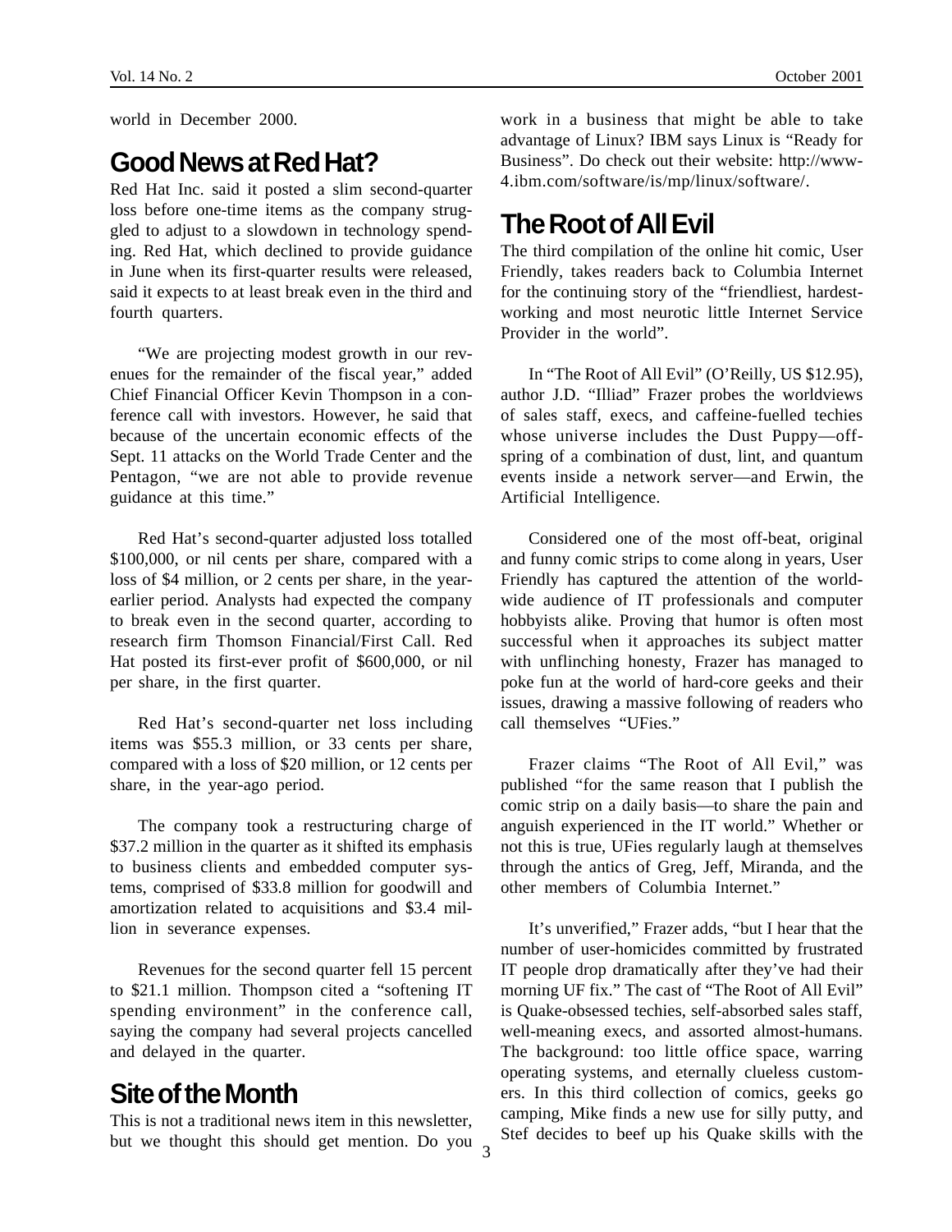world in December 2000.

## Good News at Red Hat?

Red Hat Inc. said it posted a slim second-quarter loss before one-time items as the company struggled to adjust to a slowdown in technology spending. Red Hat, which declined to provide guidance in June when its first-quarter results were released, said it expects to at least break even in the third and fourth quarters.

"We are projecting modest growth in our revenues for the remainder of the fiscal year," added Chief Financial Officer Kevin Thompson in a conference call with investors. However, he said that because of the uncertain economic effects of the Sept. 11 attacks on the World Trade Center and the Pentagon, "we are not able to provide revenue guidance at this time."

Red Hat's second-quarter adjusted loss totalled $100,000, or nil cents per share, compared with a loss of $4 million, or 2 cents per share, in the year-earlier period. Analysts had expected the company to break even in the second quarter, according to research firm Thomson Financial/First Call. Red Hat posted its first-ever profit of $600,000, or nil per share, in the first quarter.

Red Hat's second-quarter net loss including items was $55.3 million, or 33 cents per share, compared with a loss of $20 million, or 12 cents per share, in the year-ago period.

The company took a restructuring charge of $37.2 million in the quarter as it shifted its emphasis to business clients and embedded computer systems, comprised of $33.8 million for goodwill and amortization related to acquisitions and $3.4 million in severance expenses.

Revenues for the second quarter fell 15 percent to $21.1 million. Thompson cited a "softening IT spending environment" in the conference call, saying the company had several projects cancelled and delayed in the quarter.

## Site of the Month

This is not a traditional news item in this newsletter, but we thought this should get mention. Do you work in a business that might be able to take advantage of Linux? IBM says Linux is "Ready for Business". Do check out their website: http://www-4.ibm.com/software/is/mp/linux/software/.

## The Root of All Evil

The third compilation of the online hit comic, User Friendly, takes readers back to Columbia Internet for the continuing story of the "friendliest, hardest-working and most neurotic little Internet Service Provider in the world".

In "The Root of All Evil" (O'Reilly, US $12.95), author J.D. "Illiad" Frazer probes the worldviews of sales staff, execs, and caffeine-fuelled techies whose universe includes the Dust Puppy—offspring of a combination of dust, lint, and quantum events inside a network server—and Erwin, the Artificial Intelligence.

Considered one of the most off-beat, original and funny comic strips to come along in years, User Friendly has captured the attention of the worldwide audience of IT professionals and computer hobbyists alike. Proving that humor is often most successful when it approaches its subject matter with unflinching honesty, Frazer has managed to poke fun at the world of hard-core geeks and their issues, drawing a massive following of readers who call themselves "UFies."

Frazer claims "The Root of All Evil," was published "for the same reason that I publish the comic strip on a daily basis—to share the pain and anguish experienced in the IT world." Whether or not this is true, UFies regularly laugh at themselves through the antics of Greg, Jeff, Miranda, and the other members of Columbia Internet."

It's unverified," Frazer adds, "but I hear that the number of user-homicides committed by frustrated IT people drop dramatically after they've had their morning UF fix." The cast of "The Root of All Evil" is Quake-obsessed techies, self-absorbed sales staff, well-meaning execs, and assorted almost-humans. The background: too little office space, warring operating systems, and eternally clueless customers. In this third collection of comics, geeks go camping, Mike finds a new use for silly putty, and Stef decides to beef up his Quake skills with the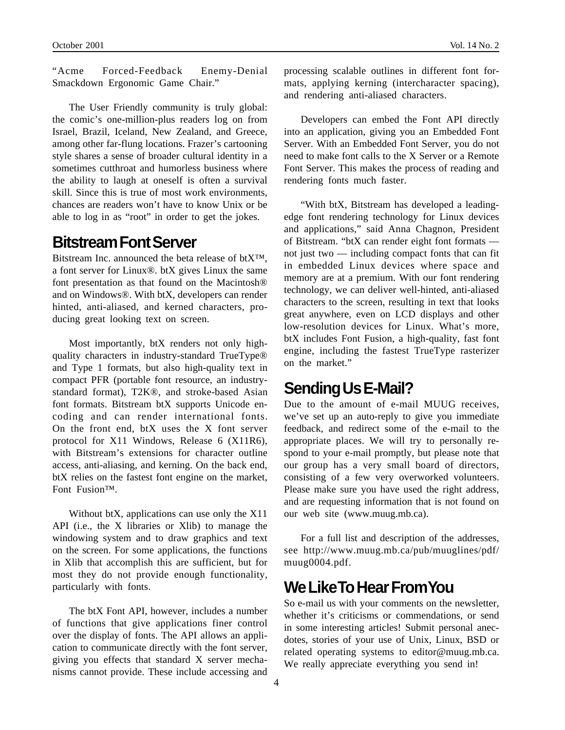"Acme Forced-Feedback Enemy-Denial Smackdown Ergonomic Game Chair."

The User Friendly community is truly global: the comic's one-million-plus readers log on from Israel, Brazil, Iceland, New Zealand, and Greece, among other far-flung locations. Frazer's cartooning style shares a sense of broader cultural identity in a sometimes cutthroat and humorless business where the ability to laugh at oneself is often a survival skill. Since this is true of most work environments, chances are readers won't have to know Unix or be able to log in as "root" in order to get the jokes.

## Bitstream Font Server

Bitstream Inc. announced the beta release of btX™, a font server for Linux®. btX gives Linux the same font presentation as that found on the Macintosh® and on Windows®. With btX, developers can render hinted, anti-aliased, and kerned characters, producing great looking text on screen.

Most importantly, btX renders not only high-quality characters in industry-standard TrueType® and Type 1 formats, but also high-quality text in compact PFR (portable font resource, an industry-standard format), T2K®, and stroke-based Asian font formats. Bitstream btX supports Unicode encoding and can render international fonts. On the front end, btX uses the X font server protocol for X11 Windows, Release 6 (X11R6), with Bitstream's extensions for character outline access, anti-aliasing, and kerning. On the back end, btX relies on the fastest font engine on the market, Font Fusion™.

Without btX, applications can use only the X11 API (i.e., the X libraries or Xlib) to manage the windowing system and to draw graphics and text on the screen. For some applications, the functions in Xlib that accomplish this are sufficient, but for most they do not provide enough functionality, particularly with fonts.

The btX Font API, however, includes a number of functions that give applications finer control over the display of fonts. The API allows an application to communicate directly with the font server, giving you effects that standard X server mechanisms cannot provide. These include accessing and processing scalable outlines in different font formats, applying kerning (intercharacter spacing), and rendering anti-aliased characters.

Developers can embed the Font API directly into an application, giving you an Embedded Font Server. With an Embedded Font Server, you do not need to make font calls to the X Server or a Remote Font Server. This makes the process of reading and rendering fonts much faster.

"With btX, Bitstream has developed a leading-edge font rendering technology for Linux devices and applications," said Anna Chagnon, President of Bitstream. "btX can render eight font formats — not just two — including compact fonts that can fit in embedded Linux devices where space and memory are at a premium. With our font rendering technology, we can deliver well-hinted, anti-aliased characters to the screen, resulting in text that looks great anywhere, even on LCD displays and other low-resolution devices for Linux. What's more, btX includes Font Fusion, a high-quality, fast font engine, including the fastest TrueType rasterizer on the market."

## Sending Us E-Mail?

Due to the amount of e-mail MUUG receives, we've set up an auto-reply to give you immediate feedback, and redirect some of the e-mail to the appropriate places. We will try to personally respond to your e-mail promptly, but please note that our group has a very small board of directors, consisting of a few very overworked volunteers. Please make sure you have used the right address, and are requesting information that is not found on our web site (www.muug.mb.ca).

For a full list and description of the addresses, see http://www.muug.mb.ca/pub/muuglines/pdf/muug0004.pdf.

## We Like To Hear From You

So e-mail us with your comments on the newsletter, whether it's criticisms or commendations, or send in some interesting articles! Submit personal anecdotes, stories of your use of Unix, Linux, BSD or related operating systems to editor@muug.mb.ca. We really appreciate everything you send in!